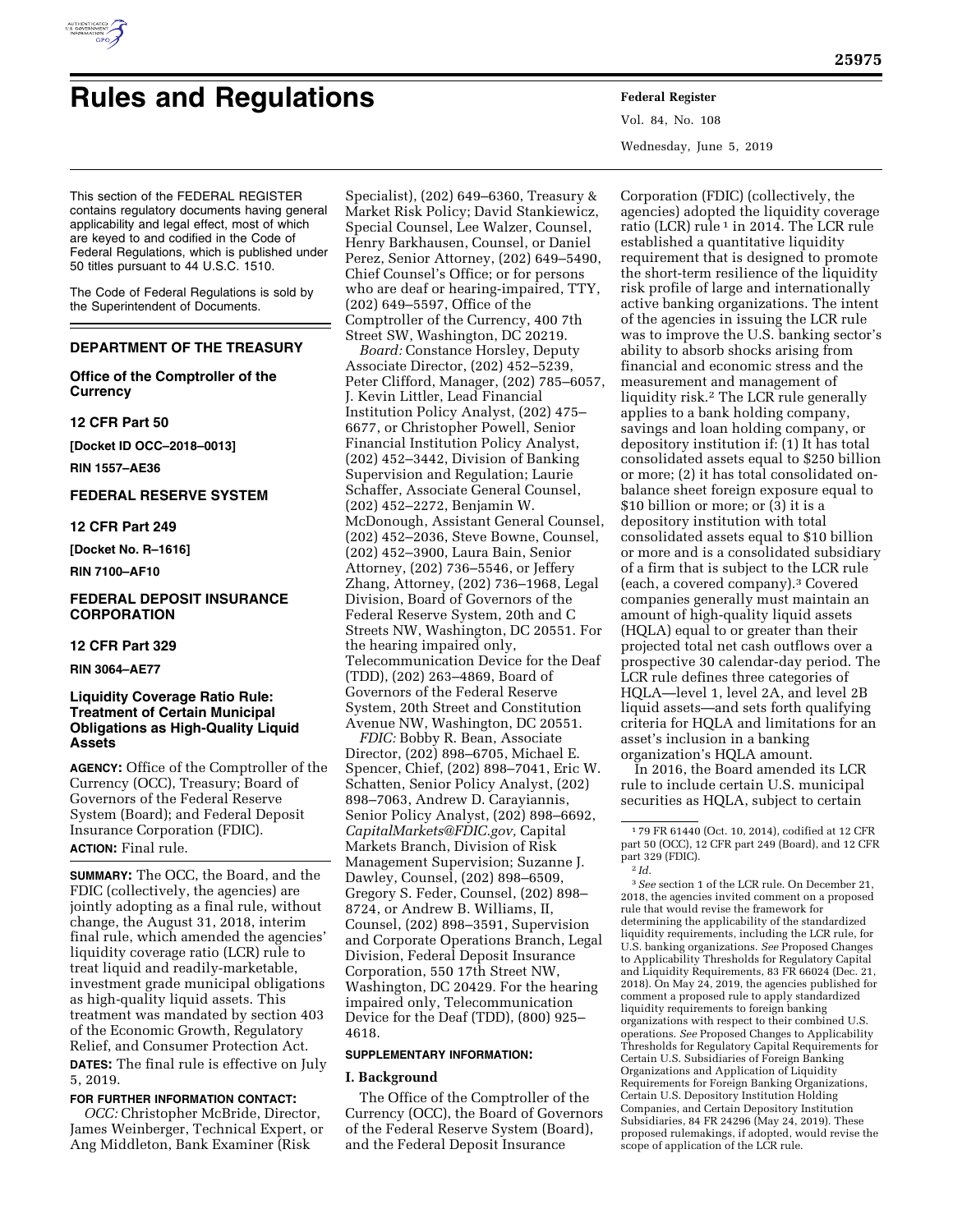# Rules and Regulations

This section of the FEDERAL REGISTER contains regulatory documents having general applicability and legal effect, most of which are keyed to and codified in the Code of Federal Regulations, which is published under 50 titles pursuant to 44 U.S.C. 1510.

The Code of Federal Regulations is sold by the Superintendent of Documents.

## DEPARTMENT OF THE TREASURY

### Office of the Comptroller of the Currency

### 12 CFR Part 50

**[Docket ID OCC–2018–0013]**

**RIN 1557–AE36**

## FEDERAL RESERVE SYSTEM

### 12 CFR Part 249

**[Docket No. R–1616]**

**RIN 7100–AF10**

## FEDERAL DEPOSIT INSURANCE CORPORATION

### 12 CFR Part 329

**RIN 3064–AE77**

### Liquidity Coverage Ratio Rule: Treatment of Certain Municipal Obligations as High-Quality Liquid Assets

**AGENCY:** Office of the Comptroller of the Currency (OCC), Treasury; Board of Governors of the Federal Reserve System (Board); and Federal Deposit Insurance Corporation (FDIC).

**ACTION:** Final rule.

**SUMMARY:** The OCC, the Board, and the FDIC (collectively, the agencies) are jointly adopting as a final rule, without change, the August 31, 2018, interim final rule, which amended the agencies' liquidity coverage ratio (LCR) rule to treat liquid and readily-marketable, investment grade municipal obligations as high-quality liquid assets. This treatment was mandated by section 403 of the Economic Growth, Regulatory Relief, and Consumer Protection Act.

**DATES:** The final rule is effective on July 5, 2019.

**FOR FURTHER INFORMATION CONTACT:**

*OCC:* Christopher McBride, Director, James Weinberger, Technical Expert, or Ang Middleton, Bank Examiner (Risk Specialist), (202) 649–6360, Treasury & Market Risk Policy; David Stankiewicz, Special Counsel, Lee Walzer, Counsel, Henry Barkhausen, Counsel, or Daniel Perez, Senior Attorney, (202) 649–5490, Chief Counsel's Office; or for persons who are deaf or hearing-impaired, TTY, (202) 649–5597, Office of the Comptroller of the Currency, 400 7th Street SW, Washington, DC 20219.

*Board:* Constance Horsley, Deputy Associate Director, (202) 452–5239, Peter Clifford, Manager, (202) 785–6057, J. Kevin Littler, Lead Financial Institution Policy Analyst, (202) 475–6677, or Christopher Powell, Senior Financial Institution Policy Analyst, (202) 452–3442, Division of Banking Supervision and Regulation; Laurie Schaffer, Associate General Counsel, (202) 452–2272, Benjamin W. McDonough, Assistant General Counsel, (202) 452–2036, Steve Bowne, Counsel, (202) 452–3900, Laura Bain, Senior Attorney, (202) 736–5546, or Jeffery Zhang, Attorney, (202) 736–1968, Legal Division, Board of Governors of the Federal Reserve System, 20th and C Streets NW, Washington, DC 20551. For the hearing impaired only, Telecommunication Device for the Deaf (TDD), (202) 263–4869, Board of Governors of the Federal Reserve System, 20th Street and Constitution Avenue NW, Washington, DC 20551.

*FDIC:* Bobby R. Bean, Associate Director, (202) 898–6705, Michael E. Spencer, Chief, (202) 898–7041, Eric W. Schatten, Senior Policy Analyst, (202) 898–7063, Andrew D. Carayiannis, Senior Policy Analyst, (202) 898–6692, *CapitalMarkets@FDIC.gov,* Capital Markets Branch, Division of Risk Management Supervision; Suzanne J. Dawley, Counsel, (202) 898–6509, Gregory S. Feder, Counsel, (202) 898–8724, or Andrew B. Williams, II, Counsel, (202) 898–3591, Supervision and Corporate Operations Branch, Legal Division, Federal Deposit Insurance Corporation, 550 17th Street NW, Washington, DC 20429. For the hearing impaired only, Telecommunication Device for the Deaf (TDD), (800) 925–4618.

**SUPPLEMENTARY INFORMATION:**

## I. Background

The Office of the Comptroller of the Currency (OCC), the Board of Governors of the Federal Reserve System (Board), and the Federal Deposit Insurance Corporation (FDIC) (collectively, the agencies) adopted the liquidity coverage ratio (LCR) rule [1] in 2014. The LCR rule established a quantitative liquidity requirement that is designed to promote the short-term resilience of the liquidity risk profile of large and internationally active banking organizations. The intent of the agencies in issuing the LCR rule was to improve the U.S. banking sector's ability to absorb shocks arising from financial and economic stress and the measurement and management of liquidity risk.[2] The LCR rule generally applies to a bank holding company, savings and loan holding company, or depository institution if: (1) It has total consolidated assets equal to $250 billion or more; (2) it has total consolidated on-balance sheet foreign exposure equal to $10 billion or more; or (3) it is a depository institution with total consolidated assets equal to $10 billion or more and is a consolidated subsidiary of a firm that is subject to the LCR rule (each, a covered company).[3] Covered companies generally must maintain an amount of high-quality liquid assets (HQLA) equal to or greater than their projected total net cash outflows over a prospective 30 calendar-day period. The LCR rule defines three categories of HQLA—level 1, level 2A, and level 2B liquid assets—and sets forth qualifying criteria for HQLA and limitations for an asset's inclusion in a banking organization's HQLA amount.

In 2016, the Board amended its LCR rule to include certain U.S. municipal securities as HQLA, subject to certain

---

[1] 79 FR 61440 (Oct. 10, 2014), codified at 12 CFR part 50 (OCC), 12 CFR part 249 (Board), and 12 CFR part 329 (FDIC).

[2] *Id.*

[3] *See* section 1 of the LCR rule. On December 21, 2018, the agencies invited comment on a proposed rule that would revise the framework for determining the applicability of the standardized liquidity requirements, including the LCR rule, for U.S. banking organizations. *See* Proposed Changes to Applicability Thresholds for Regulatory Capital and Liquidity Requirements, 83 FR 66024 (Dec. 21, 2018). On May 24, 2019, the agencies published for comment a proposed rule to apply standardized liquidity requirements to foreign banking organizations with respect to their combined U.S. operations. *See* Proposed Changes to Applicability Thresholds for Regulatory Capital Requirements for Certain U.S. Subsidiaries of Foreign Banking Organizations and Application of Liquidity Requirements for Foreign Banking Organizations, Certain U.S. Depository Institution Holding Companies, and Certain Depository Institution Subsidiaries, 84 FR 24296 (May 24, 2019). These proposed rulemakings, if adopted, would revise the scope of application of the LCR rule.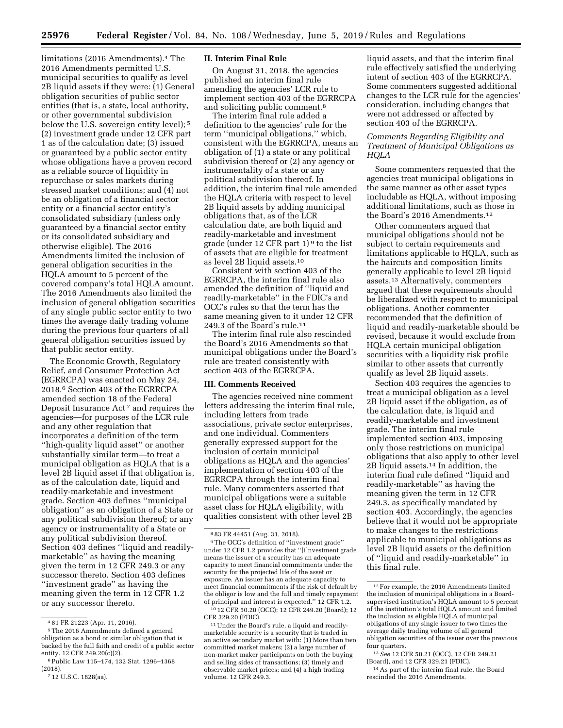limitations (2016 Amendments).[4] The 2016 Amendments permitted U.S. municipal securities to qualify as level 2B liquid assets if they were: (1) General obligation securities of public sector entities (that is, a state, local authority, or other governmental subdivision below the U.S. sovereign entity level);[5] (2) investment grade under 12 CFR part 1 as of the calculation date; (3) issued or guaranteed by a public sector entity whose obligations have a proven record as a reliable source of liquidity in repurchase or sales markets during stressed market conditions; and (4) not be an obligation of a financial sector entity or a financial sector entity's consolidated subsidiary (unless only guaranteed by a financial sector entity or its consolidated subsidiary and otherwise eligible). The 2016 Amendments limited the inclusion of general obligation securities in the HQLA amount to 5 percent of the covered company's total HQLA amount. The 2016 Amendments also limited the inclusion of general obligation securities of any single public sector entity to two times the average daily trading volume during the previous four quarters of all general obligation securities issued by that public sector entity.

The Economic Growth, Regulatory Relief, and Consumer Protection Act (EGRRCPA) was enacted on May 24, 2018.[6] Section 403 of the EGRRCPA amended section 18 of the Federal Deposit Insurance Act[7] and requires the agencies—for purposes of the LCR rule and any other regulation that incorporates a definition of the term ''high-quality liquid asset'' or another substantially similar term—to treat a municipal obligation as HQLA that is a level 2B liquid asset if that obligation is, as of the calculation date, liquid and readily-marketable and investment grade. Section 403 defines ''municipal obligation'' as an obligation of a State or any political subdivision thereof; or any agency or instrumentality of a State or any political subdivision thereof. Section 403 defines ''liquid and readily-marketable'' as having the meaning given the term in 12 CFR 249.3 or any successor thereto. Section 403 defines ''investment grade'' as having the meaning given the term in 12 CFR 1.2 or any successor thereto.

## II. Interim Final Rule

On August 31, 2018, the agencies published an interim final rule amending the agencies' LCR rule to implement section 403 of the EGRRCPA and soliciting public comment.[8]

The interim final rule added a definition to the agencies' rule for the term ''municipal obligations,'' which, consistent with the EGRRCPA, means an obligation of (1) a state or any political subdivision thereof or (2) any agency or instrumentality of a state or any political subdivision thereof. In addition, the interim final rule amended the HQLA criteria with respect to level 2B liquid assets by adding municipal obligations that, as of the LCR calculation date, are both liquid and readily-marketable and investment grade (under 12 CFR part 1)[9] to the list of assets that are eligible for treatment as level 2B liquid assets.[10]

Consistent with section 403 of the EGRRCPA, the interim final rule also amended the definition of ''liquid and readily-marketable'' in the FDIC's and OCC's rules so that the term has the same meaning given to it under 12 CFR 249.3 of the Board's rule.[11]

The interim final rule also rescinded the Board's 2016 Amendments so that municipal obligations under the Board's rule are treated consistently with section 403 of the EGRRCPA.

## III. Comments Received

The agencies received nine comment letters addressing the interim final rule, including letters from trade associations, private sector enterprises, and one individual. Commenters generally expressed support for the inclusion of certain municipal obligations as HQLA and the agencies' implementation of section 403 of the EGRRCPA through the interim final rule. Many commenters asserted that municipal obligations were a suitable asset class for HQLA eligibility, with qualities consistent with other level 2B liquid assets, and that the interim final rule effectively satisfied the underlying intent of section 403 of the EGRRCPA. Some commenters suggested additional changes to the LCR rule for the agencies' consideration, including changes that were not addressed or affected by section 403 of the EGRRCPA.

### *Comments Regarding Eligibility and Treatment of Municipal Obligations as HQLA*

Some commenters requested that the agencies treat municipal obligations in the same manner as other asset types includable as HQLA, without imposing additional limitations, such as those in the Board's 2016 Amendments.[12]

Other commenters argued that municipal obligations should not be subject to certain requirements and limitations applicable to HQLA, such as the haircuts and composition limits generally applicable to level 2B liquid assets.[13] Alternatively, commenters argued that these requirements should be liberalized with respect to municipal obligations. Another commenter recommended that the definition of liquid and readily-marketable should be revised, because it would exclude from HQLA certain municipal obligation securities with a liquidity risk profile similar to other assets that currently qualify as level 2B liquid assets.

Section 403 requires the agencies to treat a municipal obligation as a level 2B liquid asset if the obligation, as of the calculation date, is liquid and readily-marketable and investment grade. The interim final rule implemented section 403, imposing only those restrictions on municipal obligations that also apply to other level 2B liquid assets.[14] In addition, the interim final rule defined ''liquid and readily-marketable'' as having the meaning given the term in 12 CFR 249.3, as specifically mandated by section 403. Accordingly, the agencies believe that it would not be appropriate to make changes to the restrictions applicable to municipal obligations as level 2B liquid assets or the definition of ''liquid and readily-marketable'' in this final rule.

---

[4] 81 FR 21223 (Apr. 11, 2016).

[5] The 2016 Amendments defined a general obligation as a bond or similar obligation that is backed by the full faith and credit of a public sector entity. 12 CFR 249.20(c)(2).

[6] Public Law 115–174, 132 Stat. 1296–1368 (2018).

[7] 12 U.S.C. 1828(aa).

[8] 83 FR 44451 (Aug. 31, 2018).

[9] The OCC's definition of ''investment grade'' under 12 CFR 1.2 provides that ''[i]nvestment grade means the issuer of a security has an adequate capacity to meet financial commitments under the security for the projected life of the asset or exposure. An issuer has an adequate capacity to meet financial commitments if the risk of default by the obligor is low and the full and timely repayment of principal and interest is expected.'' 12 CFR 1.2.

[10] 12 CFR 50.20 (OCC); 12 CFR 249.20 (Board); 12 CFR 329.20 (FDIC).

[11] Under the Board's rule, a liquid and readily-marketable security is a security that is traded in an active secondary market with: (1) More than two committed market makers; (2) a large number of non-market maker participants on both the buying and selling sides of transactions; (3) timely and observable market prices; and (4) a high trading volume. 12 CFR 249.3.

[12] For example, the 2016 Amendments limited the inclusion of municipal obligations in a Board-supervised institution's HQLA amount to 5 percent of the institution's total HQLA amount and limited the inclusion as eligible HQLA of municipal obligations of any single issuer to two times the average daily trading volume of all general obligation securities of the issuer over the previous four quarters.

[13] *See* 12 CFR 50.21 (OCC), 12 CFR 249.21 (Board), and 12 CFR 329.21 (FDIC).

[14] As part of the interim final rule, the Board rescinded the 2016 Amendments.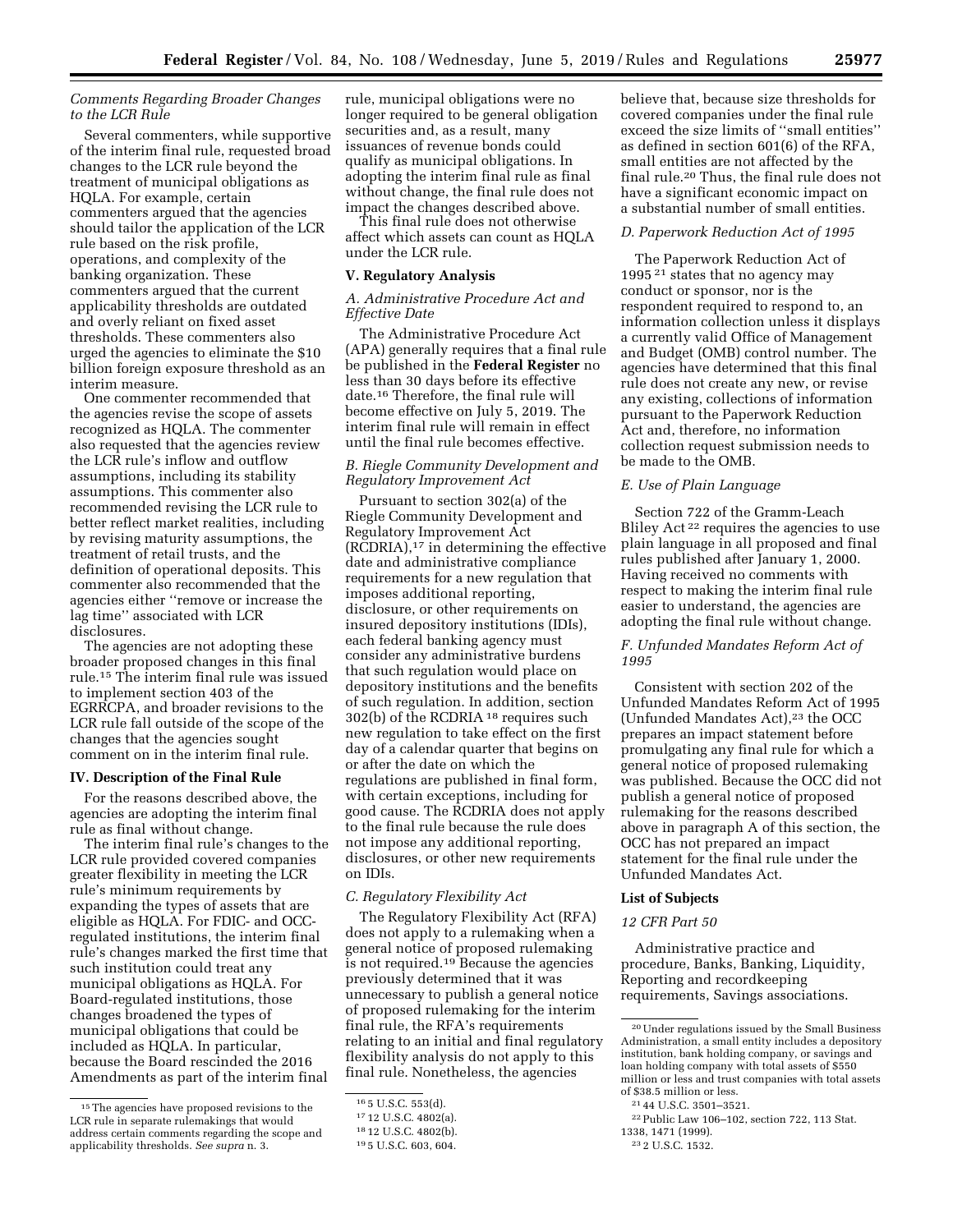### *Comments Regarding Broader Changes to the LCR Rule*

Several commenters, while supportive of the interim final rule, requested broad changes to the LCR rule beyond the treatment of municipal obligations as HQLA. For example, certain commenters argued that the agencies should tailor the application of the LCR rule based on the risk profile, operations, and complexity of the banking organization. These commenters argued that the current applicability thresholds are outdated and overly reliant on fixed asset thresholds. These commenters also urged the agencies to eliminate the $10 billion foreign exposure threshold as an interim measure.

One commenter recommended that the agencies revise the scope of assets recognized as HQLA. The commenter also requested that the agencies review the LCR rule's inflow and outflow assumptions, including its stability assumptions. This commenter also recommended revising the LCR rule to better reflect market realities, including by revising maturity assumptions, the treatment of retail trusts, and the definition of operational deposits. This commenter also recommended that the agencies either ''remove or increase the lag time'' associated with LCR disclosures.

The agencies are not adopting these broader proposed changes in this final rule.[15] The interim final rule was issued to implement section 403 of the EGRRCPA, and broader revisions to the LCR rule fall outside of the scope of the changes that the agencies sought comment on in the interim final rule.

## IV. Description of the Final Rule

For the reasons described above, the agencies are adopting the interim final rule as final without change.

The interim final rule's changes to the LCR rule provided covered companies greater flexibility in meeting the LCR rule's minimum requirements by expanding the types of assets that are eligible as HQLA. For FDIC- and OCC-regulated institutions, the interim final rule's changes marked the first time that such institution could treat any municipal obligations as HQLA. For Board-regulated institutions, those changes broadened the types of municipal obligations that could be included as HQLA. In particular, because the Board rescinded the 2016 Amendments as part of the interim final rule, municipal obligations were no longer required to be general obligation securities and, as a result, many issuances of revenue bonds could qualify as municipal obligations. In adopting the interim final rule as final without change, the final rule does not impact the changes described above.

This final rule does not otherwise affect which assets can count as HQLA under the LCR rule.

## V. Regulatory Analysis

### *A. Administrative Procedure Act and Effective Date*

The Administrative Procedure Act (APA) generally requires that a final rule be published in the **Federal Register** no less than 30 days before its effective date.[16] Therefore, the final rule will become effective on July 5, 2019. The interim final rule will remain in effect until the final rule becomes effective.

### *B. Riegle Community Development and Regulatory Improvement Act*

Pursuant to section 302(a) of the Riegle Community Development and Regulatory Improvement Act (RCDRIA),[17] in determining the effective date and administrative compliance requirements for a new regulation that imposes additional reporting, disclosure, or other requirements on insured depository institutions (IDIs), each federal banking agency must consider any administrative burdens that such regulation would place on depository institutions and the benefits of such regulation. In addition, section 302(b) of the RCDRIA [18] requires such new regulation to take effect on the first day of a calendar quarter that begins on or after the date on which the regulations are published in final form, with certain exceptions, including for good cause. The RCDRIA does not apply to the final rule because the rule does not impose any additional reporting, disclosures, or other new requirements on IDIs.

### *C. Regulatory Flexibility Act*

The Regulatory Flexibility Act (RFA) does not apply to a rulemaking when a general notice of proposed rulemaking is not required.[19] Because the agencies previously determined that it was unnecessary to publish a general notice of proposed rulemaking for the interim final rule, the RFA's requirements relating to an initial and final regulatory flexibility analysis do not apply to this final rule. Nonetheless, the agencies believe that, because size thresholds for covered companies under the final rule exceed the size limits of ''small entities'' as defined in section 601(6) of the RFA, small entities are not affected by the final rule.[20] Thus, the final rule does not have a significant economic impact on a substantial number of small entities.

### *D. Paperwork Reduction Act of 1995*

The Paperwork Reduction Act of 1995 [21] states that no agency may conduct or sponsor, nor is the respondent required to respond to, an information collection unless it displays a currently valid Office of Management and Budget (OMB) control number. The agencies have determined that this final rule does not create any new, or revise any existing, collections of information pursuant to the Paperwork Reduction Act and, therefore, no information collection request submission needs to be made to the OMB.

### *E. Use of Plain Language*

Section 722 of the Gramm-Leach Bliley Act [22] requires the agencies to use plain language in all proposed and final rules published after January 1, 2000. Having received no comments with respect to making the interim final rule easier to understand, the agencies are adopting the final rule without change.

### *F. Unfunded Mandates Reform Act of 1995*

Consistent with section 202 of the Unfunded Mandates Reform Act of 1995 (Unfunded Mandates Act),[23] the OCC prepares an impact statement before promulgating any final rule for which a general notice of proposed rulemaking was published. Because the OCC did not publish a general notice of proposed rulemaking for the reasons described above in paragraph A of this section, the OCC has not prepared an impact statement for the final rule under the Unfunded Mandates Act.

## List of Subjects

### *12 CFR Part 50*

Administrative practice and procedure, Banks, Banking, Liquidity, Reporting and recordkeeping requirements, Savings associations.

---

[15] The agencies have proposed revisions to the LCR rule in separate rulemakings that would address certain comments regarding the scope and applicability thresholds. *See supra* n. 3.

[16] 5 U.S.C. 553(d).

[17] 12 U.S.C. 4802(a).

[18] 12 U.S.C. 4802(b).

[19] 5 U.S.C. 603, 604.

[20] Under regulations issued by the Small Business Administration, a small entity includes a depository institution, bank holding company, or savings and loan holding company with total assets of $550 million or less and trust companies with total assets of $38.5 million or less.

[21] 44 U.S.C. 3501–3521.

[22] Public Law 106–102, section 722, 113 Stat. 1338, 1471 (1999).

[23] 2 U.S.C. 1532.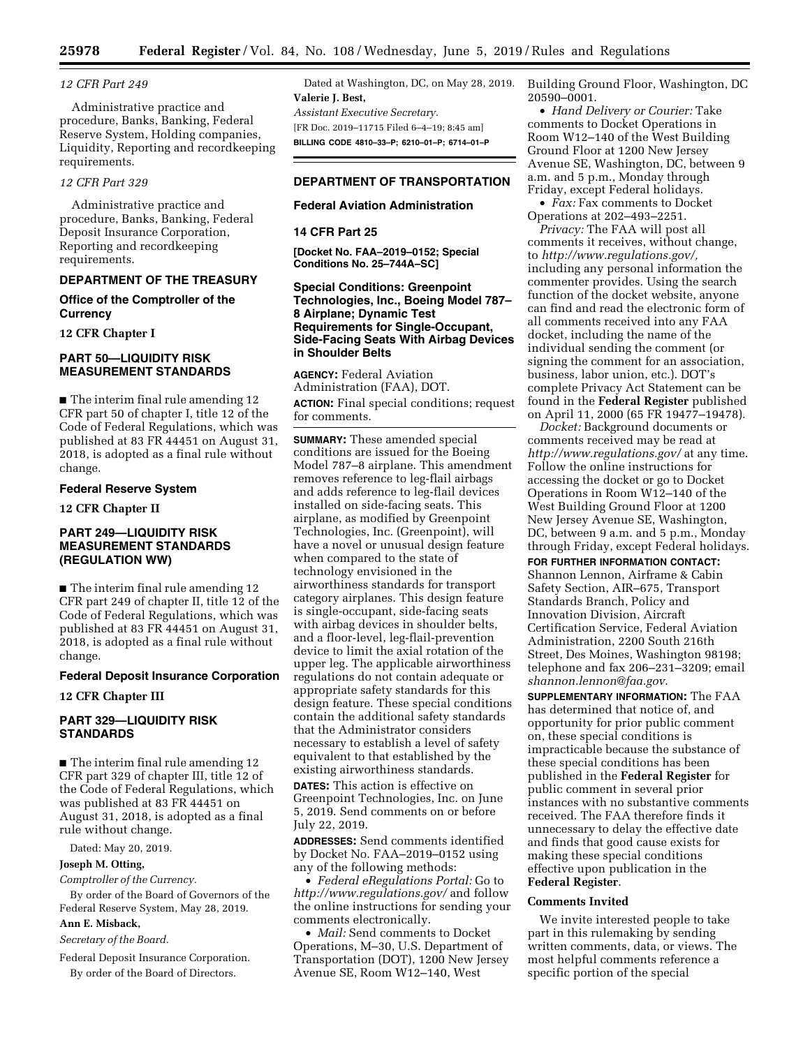*12 CFR Part 249*

Administrative practice and procedure, Banks, Banking, Federal Reserve System, Holding companies, Liquidity, Reporting and recordkeeping requirements.

*12 CFR Part 329*

Administrative practice and procedure, Banks, Banking, Federal Deposit Insurance Corporation, Reporting and recordkeeping requirements.

## DEPARTMENT OF THE TREASURY

### Office of the Comptroller of the Currency

#### 12 CFR Chapter I

## PART 50—LIQUIDITY RISK MEASUREMENT STANDARDS

■ The interim final rule amending 12 CFR part 50 of chapter I, title 12 of the Code of Federal Regulations, which was published at 83 FR 44451 on August 31, 2018, is adopted as a final rule without change.

### Federal Reserve System

#### 12 CFR Chapter II

## PART 249—LIQUIDITY RISK MEASUREMENT STANDARDS (REGULATION WW)

■ The interim final rule amending 12 CFR part 249 of chapter II, title 12 of the Code of Federal Regulations, which was published at 83 FR 44451 on August 31, 2018, is adopted as a final rule without change.

### Federal Deposit Insurance Corporation

#### 12 CFR Chapter III

## PART 329—LIQUIDITY RISK STANDARDS

■ The interim final rule amending 12 CFR part 329 of chapter III, title 12 of the Code of Federal Regulations, which was published at 83 FR 44451 on August 31, 2018, is adopted as a final rule without change.

Dated: May 20, 2019.

**Joseph M. Otting,**

*Comptroller of the Currency.*

By order of the Board of Governors of the Federal Reserve System, May 28, 2019.

**Ann E. Misback,**

*Secretary of the Board.*

Federal Deposit Insurance Corporation.

By order of the Board of Directors.

Dated at Washington, DC, on May 28, 2019.

**Valerie J. Best,**

*Assistant Executive Secretary.*

[FR Doc. 2019–11715 Filed 6–4–19; 8:45 am]

**BILLING CODE 4810–33–P; 6210–01–P; 6714–01–P**

---

## DEPARTMENT OF TRANSPORTATION

### Federal Aviation Administration

#### 14 CFR Part 25

**[Docket No. FAA–2019–0152; Special Conditions No. 25–744A–SC]**

### Special Conditions: Greenpoint Technologies, Inc., Boeing Model 787–8 Airplane; Dynamic Test Requirements for Single-Occupant, Side-Facing Seats With Airbag Devices in Shoulder Belts

**AGENCY:** Federal Aviation Administration (FAA), DOT.

**ACTION:** Final special conditions; request for comments.

**SUMMARY:** These amended special conditions are issued for the Boeing Model 787–8 airplane. This amendment removes reference to leg-flail airbags and adds reference to leg-flail devices installed on side-facing seats. This airplane, as modified by Greenpoint Technologies, Inc. (Greenpoint), will have a novel or unusual design feature when compared to the state of technology envisioned in the airworthiness standards for transport category airplanes. This design feature is single-occupant, side-facing seats with airbag devices in shoulder belts, and a floor-level, leg-flail-prevention device to limit the axial rotation of the upper leg. The applicable airworthiness regulations do not contain adequate or appropriate safety standards for this design feature. These special conditions contain the additional safety standards that the Administrator considers necessary to establish a level of safety equivalent to that established by the existing airworthiness standards.

**DATES:** This action is effective on Greenpoint Technologies, Inc. on June 5, 2019. Send comments on or before July 22, 2019.

**ADDRESSES:** Send comments identified by Docket No. FAA–2019–0152 using any of the following methods:

- *Federal eRegulations Portal:* Go to *http://www.regulations.gov/* and follow the online instructions for sending your comments electronically.
- *Mail:* Send comments to Docket Operations, M–30, U.S. Department of Transportation (DOT), 1200 New Jersey Avenue SE, Room W12–140, West Building Ground Floor, Washington, DC 20590–0001.
- *Hand Delivery or Courier:* Take comments to Docket Operations in Room W12–140 of the West Building Ground Floor at 1200 New Jersey Avenue SE, Washington, DC, between 9 a.m. and 5 p.m., Monday through Friday, except Federal holidays.
- *Fax:* Fax comments to Docket Operations at 202–493–2251.

*Privacy:* The FAA will post all comments it receives, without change, to *http://www.regulations.gov/,* including any personal information the commenter provides. Using the search function of the docket website, anyone can find and read the electronic form of all comments received into any FAA docket, including the name of the individual sending the comment (or signing the comment for an association, business, labor union, etc.). DOT's complete Privacy Act Statement can be found in the **Federal Register** published on April 11, 2000 (65 FR 19477–19478).

*Docket:* Background documents or comments received may be read at *http://www.regulations.gov/* at any time. Follow the online instructions for accessing the docket or go to Docket Operations in Room W12–140 of the West Building Ground Floor at 1200 New Jersey Avenue SE, Washington, DC, between 9 a.m. and 5 p.m., Monday through Friday, except Federal holidays.

**FOR FURTHER INFORMATION CONTACT:** Shannon Lennon, Airframe & Cabin Safety Section, AIR–675, Transport Standards Branch, Policy and Innovation Division, Aircraft Certification Service, Federal Aviation Administration, 2200 South 216th Street, Des Moines, Washington 98198; telephone and fax 206–231–3209; email *shannon.lennon@faa.gov.*

**SUPPLEMENTARY INFORMATION:** The FAA has determined that notice of, and opportunity for prior public comment on, these special conditions is impracticable because the substance of these special conditions has been published in the **Federal Register** for public comment in several prior instances with no substantive comments received. The FAA therefore finds it unnecessary to delay the effective date and finds that good cause exists for making these special conditions effective upon publication in the **Federal Register**.

### Comments Invited

We invite interested people to take part in this rulemaking by sending written comments, data, or views. The most helpful comments reference a specific portion of the special